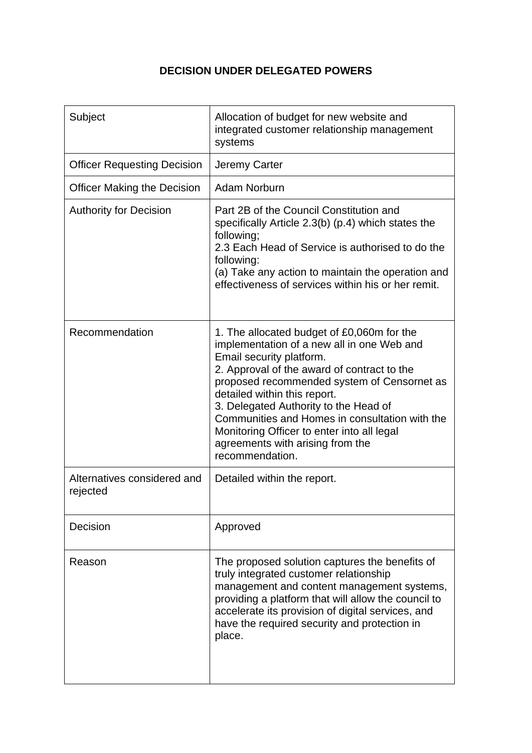# DECISION UNDER DELEGATED POWERS

| | |
|---|---|
| Subject | Allocation of budget for new website and integrated customer relationship management systems |
| Officer Requesting Decision | Jeremy Carter |
| Officer Making the Decision | Adam Norburn |
| Authority for Decision | Part 2B of the Council Constitution and specifically Article 2.3(b) (p.4) which states the following;<br>2.3 Each Head of Service is authorised to do the following:<br>(a) Take any action to maintain the operation and effectiveness of services within his or her remit. |
| Recommendation | 1. The allocated budget of £0,060m for the implementation of a new all in one Web and Email security platform.<br>2. Approval of the award of contract to the proposed recommended system of Censornet as detailed within this report.<br>3. Delegated Authority to the Head of Communities and Homes in consultation with the Monitoring Officer to enter into all legal agreements with arising from the recommendation. |
| Alternatives considered and rejected | Detailed within the report. |
| Decision | Approved |
| Reason | The proposed solution captures the benefits of truly integrated customer relationship management and content management systems, providing a platform that will allow the council to accelerate its provision of digital services, and have the required security and protection in place. |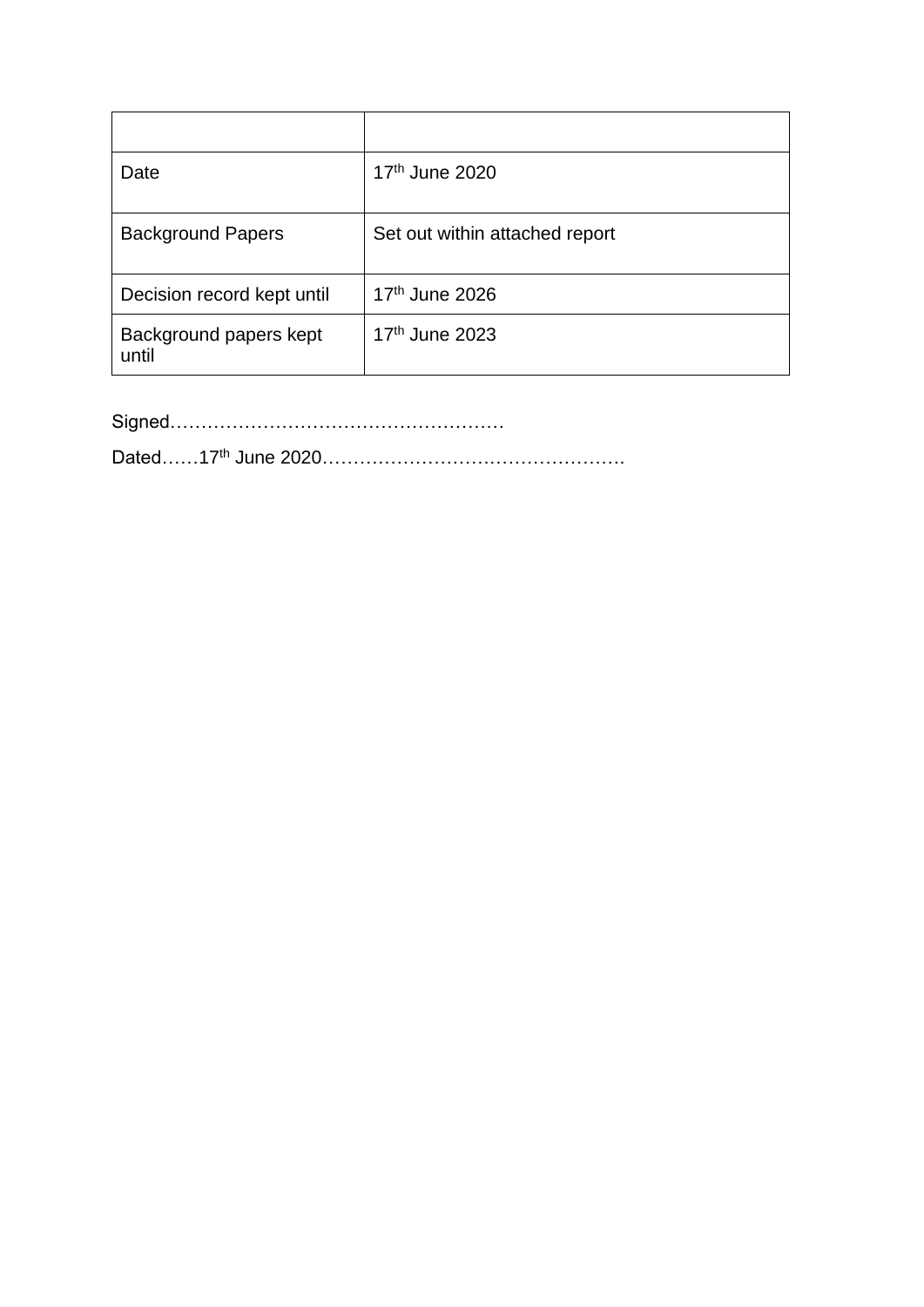| | |
|---|---|
| Date | 17th June 2020 |
| Background Papers | Set out within attached report |
| Decision record kept until | 17th June 2026 |
| Background papers kept until | 17th June 2023 |

Signed………………………………………………

Dated……17th June 2020…………………………………………